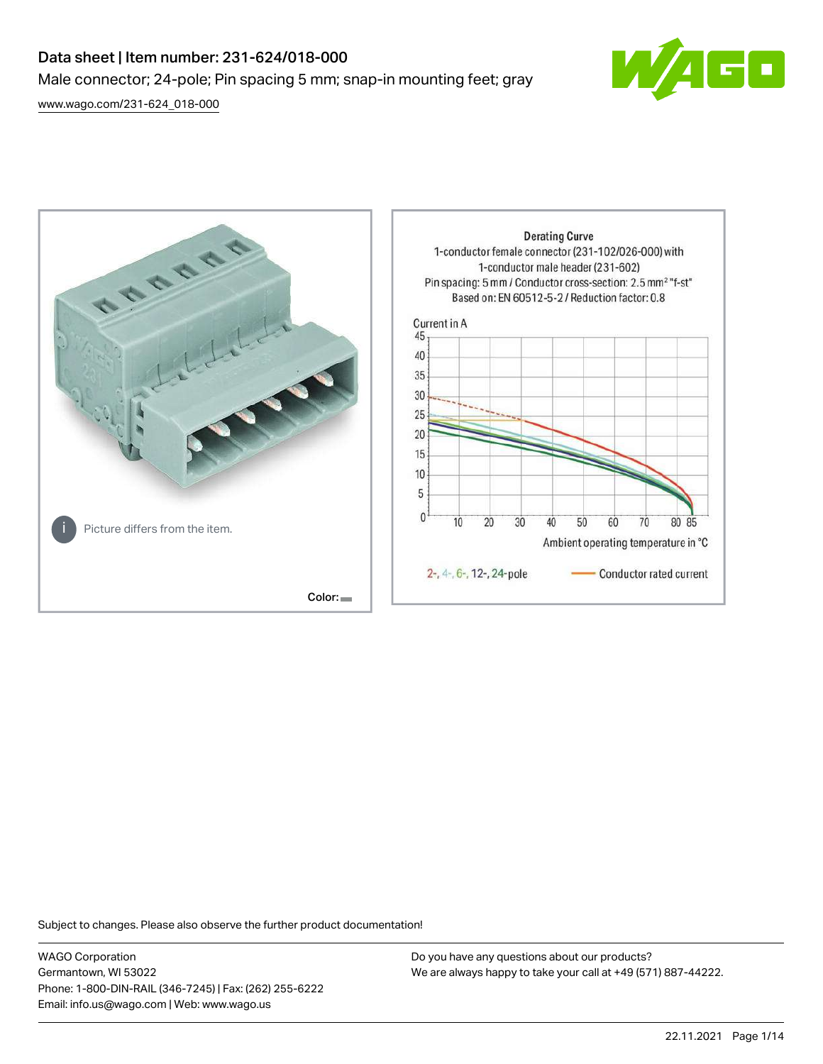# Data sheet | Item number: 231-624/018-000

Male connector; 24-pole; Pin spacing 5 mm; snap-in mounting feet; gray

[www.wago.com/231-624_018-000](www.wago.com/231-624_018-000)

Picture differs from the item.

Color:

Derating Curve
1-conductor female connector (231-102/026-000) with 1-conductor male header (231-602)
Pin spacing: 5 mm / Conductor cross-section: 2.5 mm² "f-st"
Based on: EN 60512-5-2 / Reduction factor: 0.8

Current in A

Ambient operating temperature in °C

2-, 4-, 6-, 12-, 24-pole — Conductor rated current

Subject to changes. Please also observe the further product documentation!

WAGO Corporation
Germantown, WI 53022
Phone: 1-800-DIN-RAIL (346-7245) | Fax: (262) 255-6222
Email: info.us@wago.com | Web: www.wago.us

Do you have any questions about our products?
We are always happy to take your call at +49 (571) 887-44222.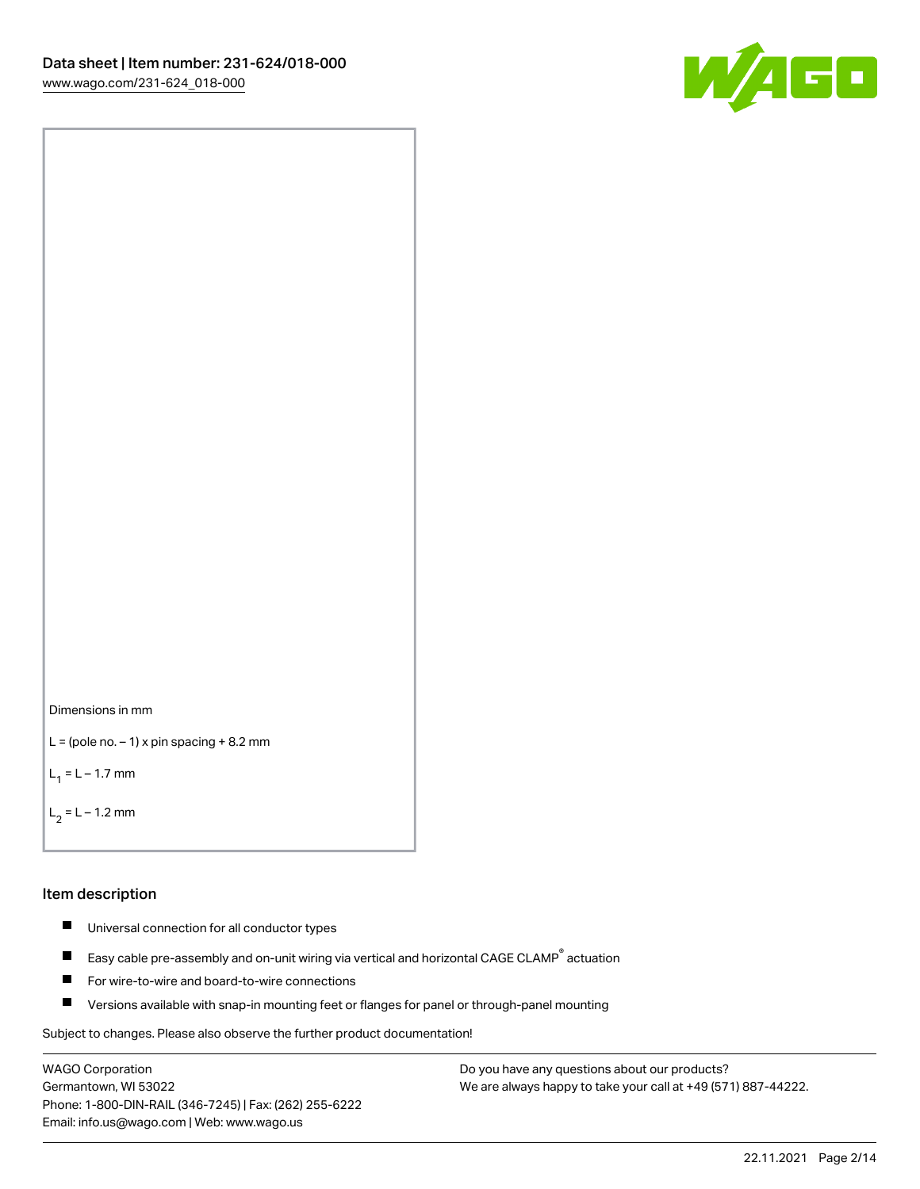Dimensions in mm

L = (pole no. – 1) x pin spacing + 8.2 mm

$L_1$ = L – 1.7 mm

$L_2$ = L – 1.2 mm

## Item description

- Universal connection for all conductor types
- Easy cable pre-assembly and on-unit wiring via vertical and horizontal CAGE CLAMP® actuation
- For wire-to-wire and board-to-wire connections
- Versions available with snap-in mounting feet or flanges for panel or through-panel mounting

Subject to changes. Please also observe the further product documentation!

WAGO Corporation
Germantown, WI 53022
Phone: 1-800-DIN-RAIL (346-7245) | Fax: (262) 255-6222
Email: info.us@wago.com | Web: www.wago.us

Do you have any questions about our products?
We are always happy to take your call at +49 (571) 887-44222.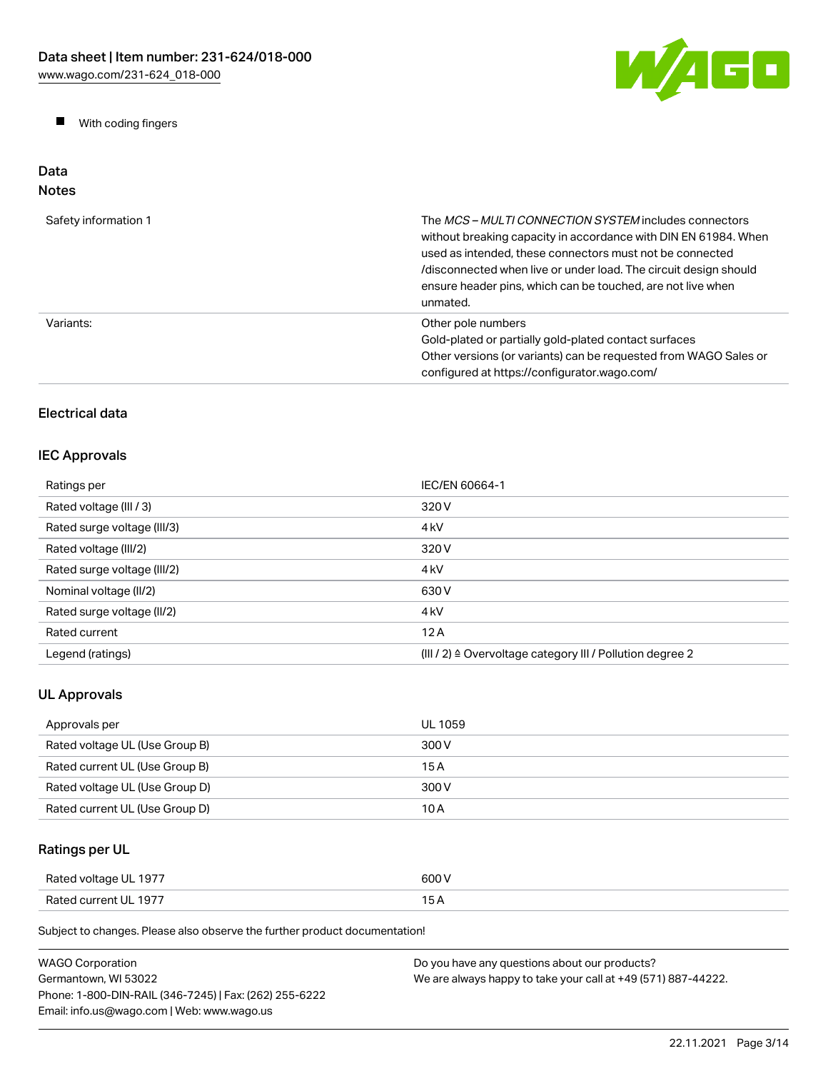- With coding fingers

## Data

### Notes

| | |
|---|---|
| Safety information 1 | The *MCS – MULTI CONNECTION SYSTEM* includes connectors without breaking capacity in accordance with DIN EN 61984. When used as intended, these connectors must not be connected /disconnected when live or under load. The circuit design should ensure header pins, which can be touched, are not live when unmated. |
| Variants: | Other pole numbers<br>Gold-plated or partially gold-plated contact surfaces<br>Other versions (or variants) can be requested from WAGO Sales or configured at https://configurator.wago.com/ |

### Electrical data

### IEC Approvals

| | |
|---|---|
| Ratings per | IEC/EN 60664-1 |
| Rated voltage (III / 3) | 320 V |
| Rated surge voltage (III/3) | 4 kV |
| Rated voltage (III/2) | 320 V |
| Rated surge voltage (III/2) | 4 kV |
| Nominal voltage (II/2) | 630 V |
| Rated surge voltage (II/2) | 4 kV |
| Rated current | 12 A |
| Legend (ratings) | (III / 2) ≙ Overvoltage category III / Pollution degree 2 |

### UL Approvals

| | |
|---|---|
| Approvals per | UL 1059 |
| Rated voltage UL (Use Group B) | 300 V |
| Rated current UL (Use Group B) | 15 A |
| Rated voltage UL (Use Group D) | 300 V |
| Rated current UL (Use Group D) | 10 A |

### Ratings per UL

| | |
|---|---|
| Rated voltage UL 1977 | 600 V |
| Rated current UL 1977 | 15 A |

Subject to changes. Please also observe the further product documentation!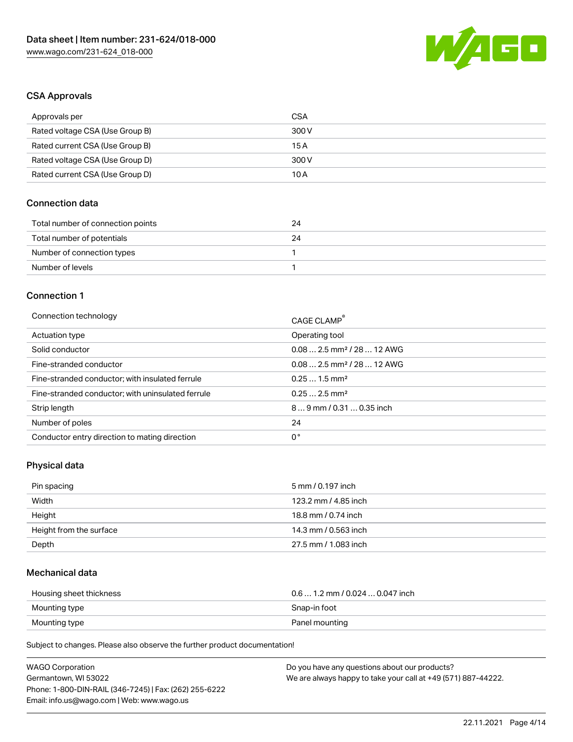## CSA Approvals

| Approvals per | CSA |
| --- | --- |
| Rated voltage CSA (Use Group B) | 300 V |
| Rated current CSA (Use Group B) | 15 A |
| Rated voltage CSA (Use Group D) | 300 V |
| Rated current CSA (Use Group D) | 10 A |

## Connection data

| Total number of connection points | 24 |
| --- | --- |
| Total number of potentials | 24 |
| Number of connection types | 1 |
| Number of levels | 1 |

## Connection 1

| Connection technology | CAGE CLAMP® |
| --- | --- |
| Actuation type | Operating tool |
| Solid conductor | 0.08 … 2.5 mm² / 28 … 12 AWG |
| Fine-stranded conductor | 0.08 … 2.5 mm² / 28 … 12 AWG |
| Fine-stranded conductor; with insulated ferrule | 0.25 … 1.5 mm² |
| Fine-stranded conductor; with uninsulated ferrule | 0.25 … 2.5 mm² |
| Strip length | 8 … 9 mm / 0.31 … 0.35 inch |
| Number of poles | 24 |
| Conductor entry direction to mating direction | 0 ° |

## Physical data

| Pin spacing | 5 mm / 0.197 inch |
| --- | --- |
| Width | 123.2 mm / 4.85 inch |
| Height | 18.8 mm / 0.74 inch |
| Height from the surface | 14.3 mm / 0.563 inch |
| Depth | 27.5 mm / 1.083 inch |

## Mechanical data

| Housing sheet thickness | 0.6 … 1.2 mm / 0.024 … 0.047 inch |
| --- | --- |
| Mounting type | Snap-in foot |
| Mounting type | Panel mounting |

Subject to changes. Please also observe the further product documentation!

WAGO Corporation
Germantown, WI 53022
Phone: 1-800-DIN-RAIL (346-7245) | Fax: (262) 255-6222
Email: info.us@wago.com | Web: www.wago.us

Do you have any questions about our products?
We are always happy to take your call at +49 (571) 887-44222.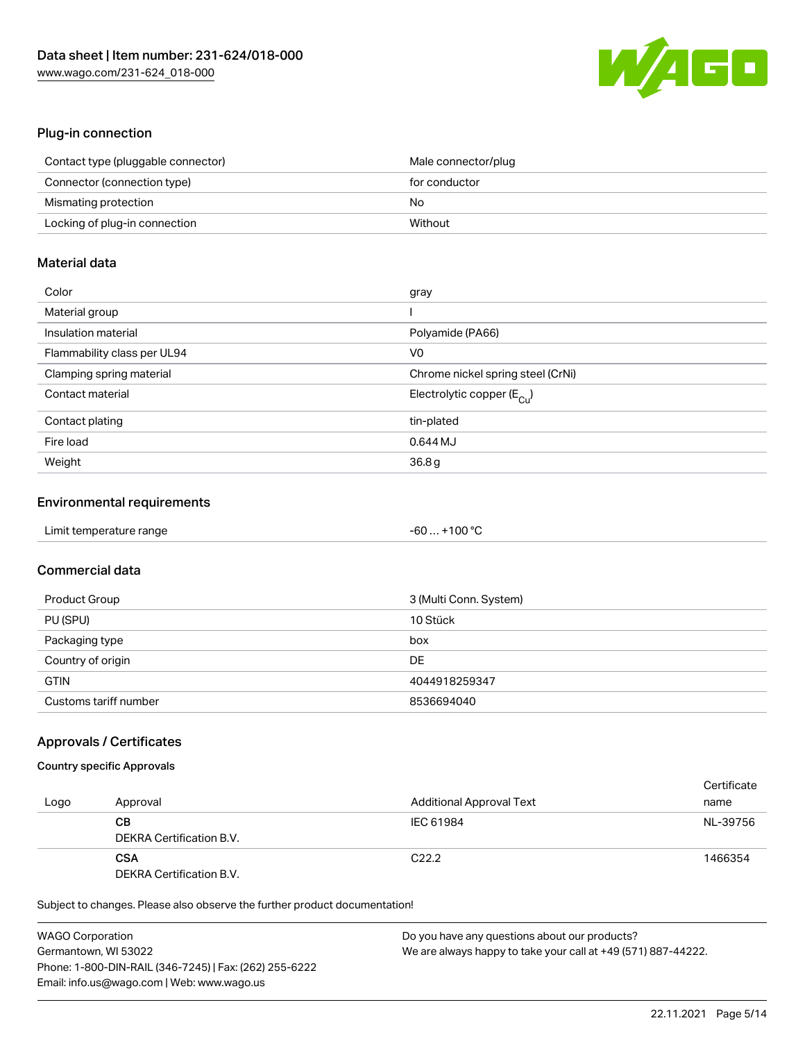## Plug-in connection

| | |
|---|---|
| Contact type (pluggable connector) | Male connector/plug |
| Connector (connection type) | for conductor |
| Mismating protection | No |
| Locking of plug-in connection | Without |

## Material data

| | |
|---|---|
| Color | gray |
| Material group | I |
| Insulation material | Polyamide (PA66) |
| Flammability class per UL94 | V0 |
| Clamping spring material | Chrome nickel spring steel (CrNi) |
| Contact material | Electrolytic copper ($E_{Cu}$) |
| Contact plating | tin-plated |
| Fire load | 0.644 MJ |
| Weight | 36.8 g |

## Environmental requirements

| | |
|---|---|
| Limit temperature range | -60 … +100 °C |

## Commercial data

| | |
|---|---|
| Product Group | 3 (Multi Conn. System) |
| PU (SPU) | 10 Stück |
| Packaging type | box |
| Country of origin | DE |
| GTIN | 4044918259347 |
| Customs tariff number | 8536694040 |

## Approvals / Certificates

### Country specific Approvals

| Logo | Approval | Additional Approval Text | Certificate name |
|---|---|---|---|
| | **CB**<br>DEKRA Certification B.V. | IEC 61984 | NL-39756 |
| | **CSA**<br>DEKRA Certification B.V. | C22.2 | 1466354 |

Subject to changes. Please also observe the further product documentation!

WAGO Corporation
Germantown, WI 53022
Phone: 1-800-DIN-RAIL (346-7245) | Fax: (262) 255-6222
Email: info.us@wago.com | Web: www.wago.us

Do you have any questions about our products?
We are always happy to take your call at +49 (571) 887-44222.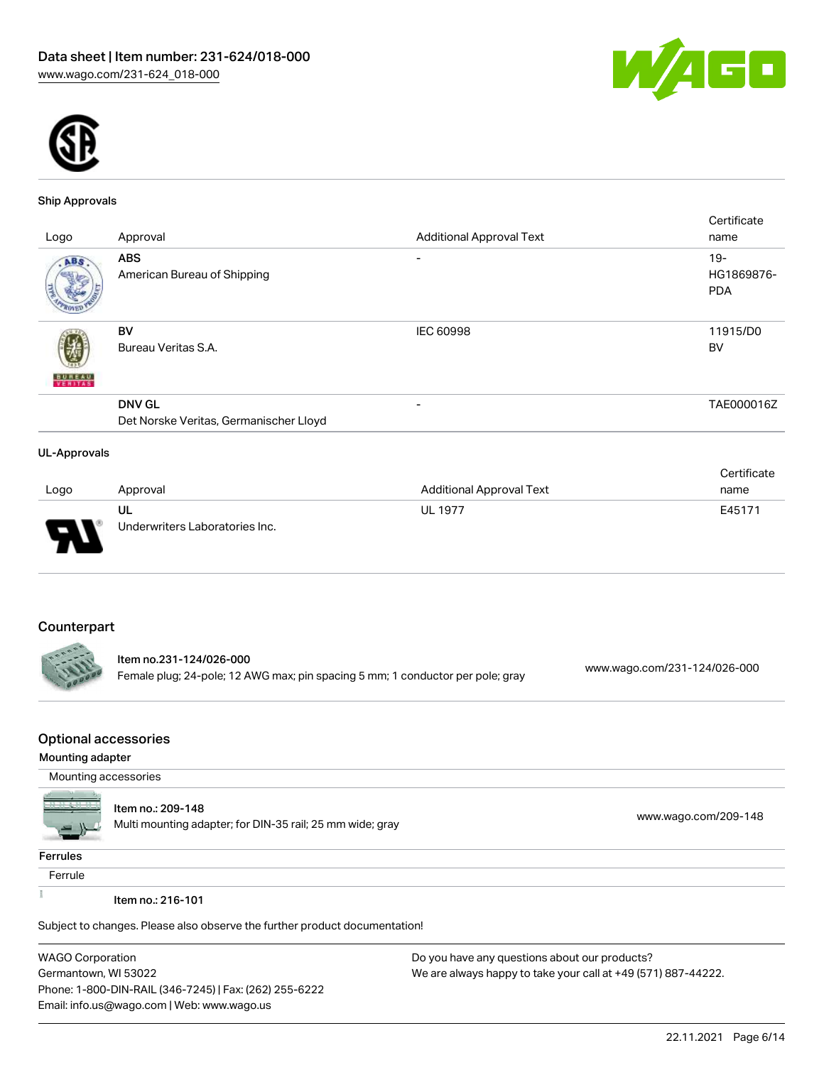### Ship Approvals

| Logo | Approval | Additional Approval Text | Certificate name |
|---|---|---|---|
| | **ABS** American Bureau of Shipping | - | 19-HG1869876-PDA |
| | **BV** Bureau Veritas S.A. | IEC 60998 | 11915/D0 BV |
| | **DNV GL** Det Norske Veritas, Germanischer Lloyd | - | TAE000016Z |

### UL-Approvals

| Logo | Approval | Additional Approval Text | Certificate name |
|---|---|---|---|
| | **UL** Underwriters Laboratories Inc. | UL 1977 | E45171 |

## Counterpart

| | | |
|---|---|---|
| | Item no.231-124/026-000 Female plug; 24-pole; 12 AWG max; pin spacing 5 mm; 1 conductor per pole; gray | www.wago.com/231-124/026-000 |

## Optional accessories

### Mounting adapter

Mounting accessories

| | | |
|---|---|---|
| | Item no.: 209-148 Multi mounting adapter; for DIN-35 rail; 25 mm wide; gray | www.wago.com/209-148 |

### Ferrules

Ferrule

| | | |
|---|---|---|
| | Item no.: 216-101 | |

Subject to changes. Please also observe the further product documentation!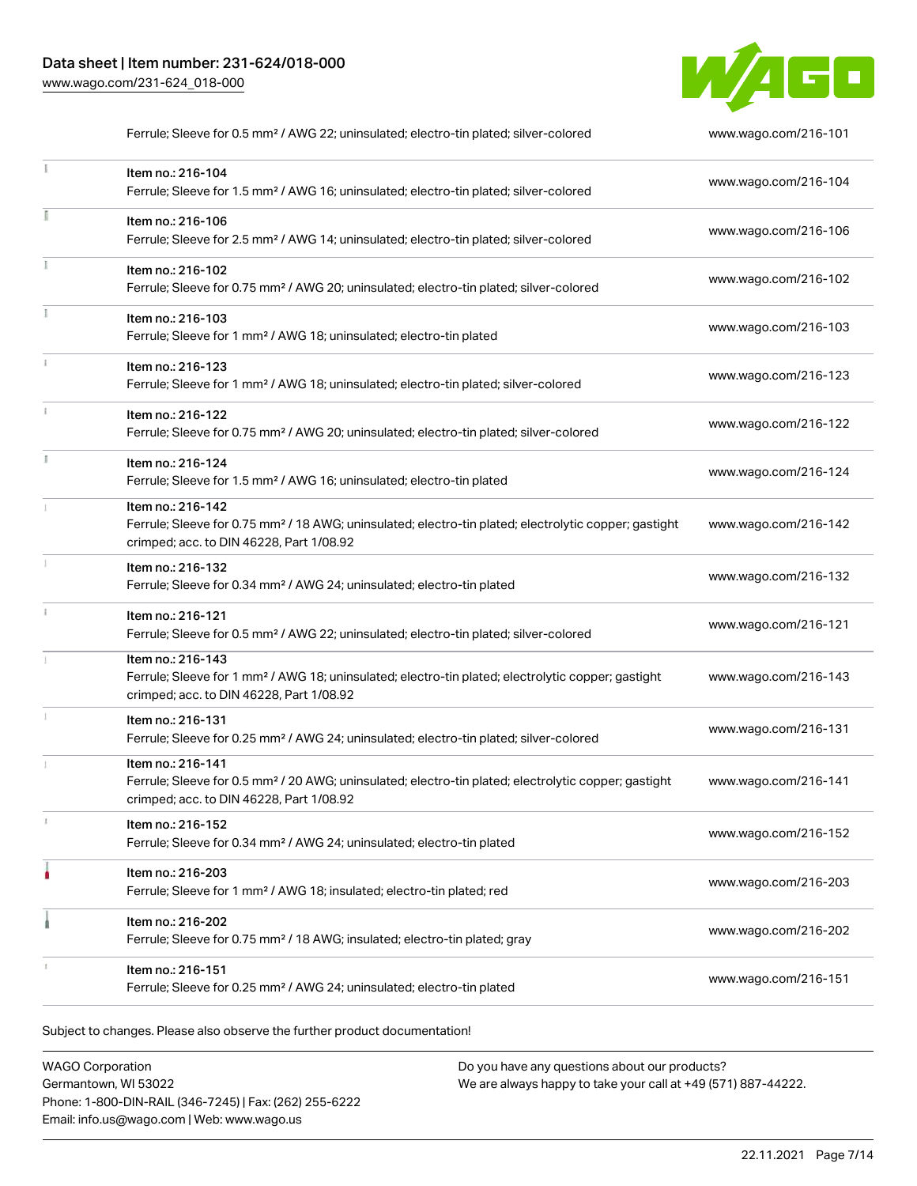| | Description | Link |
|---|---|---|
| | Ferrule; Sleeve for 0.5 mm² / AWG 22; uninsulated; electro-tin plated; silver-colored | www.wago.com/216-101 |
| | Item no.: 216-104<br>Ferrule; Sleeve for 1.5 mm² / AWG 16; uninsulated; electro-tin plated; silver-colored | www.wago.com/216-104 |
| | Item no.: 216-106<br>Ferrule; Sleeve for 2.5 mm² / AWG 14; uninsulated; electro-tin plated; silver-colored | www.wago.com/216-106 |
| | Item no.: 216-102<br>Ferrule; Sleeve for 0.75 mm² / AWG 20; uninsulated; electro-tin plated; silver-colored | www.wago.com/216-102 |
| | Item no.: 216-103<br>Ferrule; Sleeve for 1 mm² / AWG 18; uninsulated; electro-tin plated | www.wago.com/216-103 |
| | Item no.: 216-123<br>Ferrule; Sleeve for 1 mm² / AWG 18; uninsulated; electro-tin plated; silver-colored | www.wago.com/216-123 |
| | Item no.: 216-122<br>Ferrule; Sleeve for 0.75 mm² / AWG 20; uninsulated; electro-tin plated; silver-colored | www.wago.com/216-122 |
| | Item no.: 216-124<br>Ferrule; Sleeve for 1.5 mm² / AWG 16; uninsulated; electro-tin plated | www.wago.com/216-124 |
| | Item no.: 216-142<br>Ferrule; Sleeve for 0.75 mm² / 18 AWG; uninsulated; electro-tin plated; electrolytic copper; gastight crimped; acc. to DIN 46228, Part 1/08.92 | www.wago.com/216-142 |
| | Item no.: 216-132<br>Ferrule; Sleeve for 0.34 mm² / AWG 24; uninsulated; electro-tin plated | www.wago.com/216-132 |
| | Item no.: 216-121<br>Ferrule; Sleeve for 0.5 mm² / AWG 22; uninsulated; electro-tin plated; silver-colored | www.wago.com/216-121 |
| | Item no.: 216-143<br>Ferrule; Sleeve for 1 mm² / AWG 18; uninsulated; electro-tin plated; electrolytic copper; gastight crimped; acc. to DIN 46228, Part 1/08.92 | www.wago.com/216-143 |
| | Item no.: 216-131<br>Ferrule; Sleeve for 0.25 mm² / AWG 24; uninsulated; electro-tin plated; silver-colored | www.wago.com/216-131 |
| | Item no.: 216-141<br>Ferrule; Sleeve for 0.5 mm² / 20 AWG; uninsulated; electro-tin plated; electrolytic copper; gastight crimped; acc. to DIN 46228, Part 1/08.92 | www.wago.com/216-141 |
| | Item no.: 216-152<br>Ferrule; Sleeve for 0.34 mm² / AWG 24; uninsulated; electro-tin plated | www.wago.com/216-152 |
| | Item no.: 216-203<br>Ferrule; Sleeve for 1 mm² / AWG 18; insulated; electro-tin plated; red | www.wago.com/216-203 |
| | Item no.: 216-202<br>Ferrule; Sleeve for 0.75 mm² / 18 AWG; insulated; electro-tin plated; gray | www.wago.com/216-202 |
| | Item no.: 216-151<br>Ferrule; Sleeve for 0.25 mm² / AWG 24; uninsulated; electro-tin plated | www.wago.com/216-151 |

Subject to changes. Please also observe the further product documentation!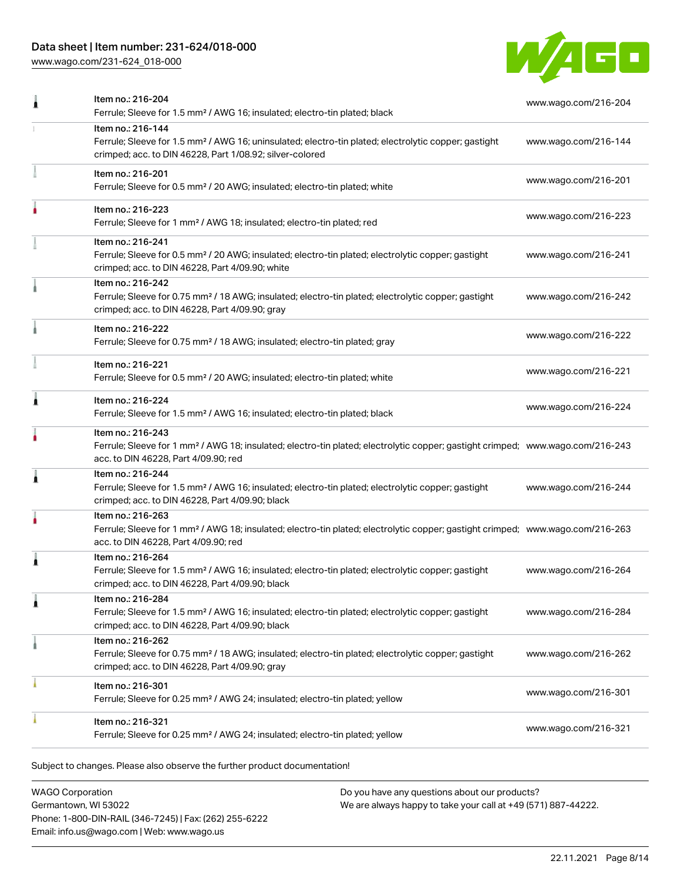| | | |
|---|---|---|
| | Item no.: 216-204<br>Ferrule; Sleeve for 1.5 mm² / AWG 16; insulated; electro-tin plated; black | www.wago.com/216-204 |
| | Item no.: 216-144<br>Ferrule; Sleeve for 1.5 mm² / AWG 16; uninsulated; electro-tin plated; electrolytic copper; gastight crimped; acc. to DIN 46228, Part 1/08.92; silver-colored | www.wago.com/216-144 |
| | Item no.: 216-201<br>Ferrule; Sleeve for 0.5 mm² / 20 AWG; insulated; electro-tin plated; white | www.wago.com/216-201 |
| | Item no.: 216-223<br>Ferrule; Sleeve for 1 mm² / AWG 18; insulated; electro-tin plated; red | www.wago.com/216-223 |
| | Item no.: 216-241<br>Ferrule; Sleeve for 0.5 mm² / 20 AWG; insulated; electro-tin plated; electrolytic copper; gastight crimped; acc. to DIN 46228, Part 4/09.90; white | www.wago.com/216-241 |
| | Item no.: 216-242<br>Ferrule; Sleeve for 0.75 mm² / 18 AWG; insulated; electro-tin plated; electrolytic copper; gastight crimped; acc. to DIN 46228, Part 4/09.90; gray | www.wago.com/216-242 |
| | Item no.: 216-222<br>Ferrule; Sleeve for 0.75 mm² / 18 AWG; insulated; electro-tin plated; gray | www.wago.com/216-222 |
| | Item no.: 216-221<br>Ferrule; Sleeve for 0.5 mm² / 20 AWG; insulated; electro-tin plated; white | www.wago.com/216-221 |
| | Item no.: 216-224<br>Ferrule; Sleeve for 1.5 mm² / AWG 16; insulated; electro-tin plated; black | www.wago.com/216-224 |
| | Item no.: 216-243<br>Ferrule; Sleeve for 1 mm² / AWG 18; insulated; electro-tin plated; electrolytic copper; gastight crimped; acc. to DIN 46228, Part 4/09.90; red | www.wago.com/216-243 |
| | Item no.: 216-244<br>Ferrule; Sleeve for 1.5 mm² / AWG 16; insulated; electro-tin plated; electrolytic copper; gastight crimped; acc. to DIN 46228, Part 4/09.90; black | www.wago.com/216-244 |
| | Item no.: 216-263<br>Ferrule; Sleeve for 1 mm² / AWG 18; insulated; electro-tin plated; electrolytic copper; gastight crimped; acc. to DIN 46228, Part 4/09.90; red | www.wago.com/216-263 |
| | Item no.: 216-264<br>Ferrule; Sleeve for 1.5 mm² / AWG 16; insulated; electro-tin plated; electrolytic copper; gastight crimped; acc. to DIN 46228, Part 4/09.90; black | www.wago.com/216-264 |
| | Item no.: 216-284<br>Ferrule; Sleeve for 1.5 mm² / AWG 16; insulated; electro-tin plated; electrolytic copper; gastight crimped; acc. to DIN 46228, Part 4/09.90; black | www.wago.com/216-284 |
| | Item no.: 216-262<br>Ferrule; Sleeve for 0.75 mm² / 18 AWG; insulated; electro-tin plated; electrolytic copper; gastight crimped; acc. to DIN 46228, Part 4/09.90; gray | www.wago.com/216-262 |
| | Item no.: 216-301<br>Ferrule; Sleeve for 0.25 mm² / AWG 24; insulated; electro-tin plated; yellow | www.wago.com/216-301 |
| | Item no.: 216-321<br>Ferrule; Sleeve for 0.25 mm² / AWG 24; insulated; electro-tin plated; yellow | www.wago.com/216-321 |

Subject to changes. Please also observe the further product documentation!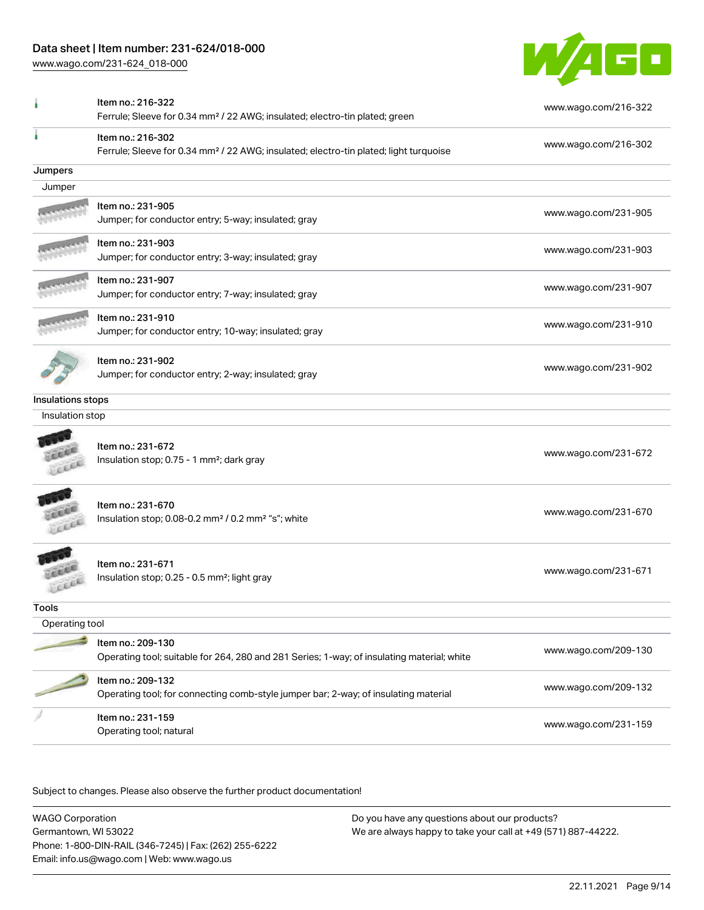| | | |
|---|---|---|
| | Item no.: 216-322<br>Ferrule; Sleeve for 0.34 mm² / 22 AWG; insulated; electro-tin plated; green | www.wago.com/216-322 |
| | Item no.: 216-302<br>Ferrule; Sleeve for 0.34 mm² / 22 AWG; insulated; electro-tin plated; light turquoise | www.wago.com/216-302 |

### Jumpers

Jumper

| | | |
|---|---|---|
| | Item no.: 231-905<br>Jumper; for conductor entry; 5-way; insulated; gray | www.wago.com/231-905 |
| | Item no.: 231-903<br>Jumper; for conductor entry; 3-way; insulated; gray | www.wago.com/231-903 |
| | Item no.: 231-907<br>Jumper; for conductor entry; 7-way; insulated; gray | www.wago.com/231-907 |
| | Item no.: 231-910<br>Jumper; for conductor entry; 10-way; insulated; gray | www.wago.com/231-910 |
| | Item no.: 231-902<br>Jumper; for conductor entry; 2-way; insulated; gray | www.wago.com/231-902 |

### Insulations stops

Insulation stop

| | | |
|---|---|---|
| | Item no.: 231-672<br>Insulation stop; 0.75 - 1 mm²; dark gray | www.wago.com/231-672 |
| | Item no.: 231-670<br>Insulation stop; 0.08-0.2 mm² / 0.2 mm² "s"; white | www.wago.com/231-670 |
| | Item no.: 231-671<br>Insulation stop; 0.25 - 0.5 mm²; light gray | www.wago.com/231-671 |

### Tools

Operating tool

| | | |
|---|---|---|
| | Item no.: 209-130<br>Operating tool; suitable for 264, 280 and 281 Series; 1-way; of insulating material; white | www.wago.com/209-130 |
| | Item no.: 209-132<br>Operating tool; for connecting comb-style jumper bar; 2-way; of insulating material | www.wago.com/209-132 |
| | Item no.: 231-159<br>Operating tool; natural | www.wago.com/231-159 |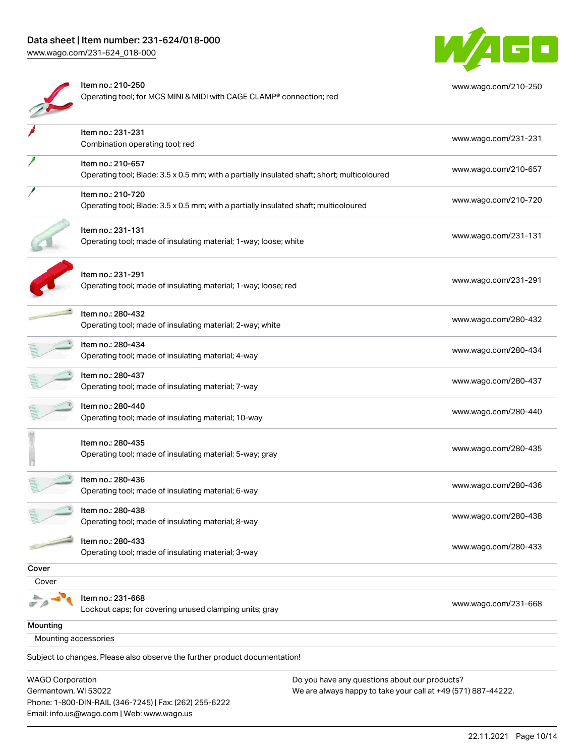| Item no.: 210-250<br>Operating tool; for MCS MINI & MIDI with CAGE CLAMP® connection; red | www.wago.com/210-250 |
|---|---|
| Item no.: 231-231<br>Combination operating tool; red | www.wago.com/231-231 |
| Item no.: 210-657<br>Operating tool; Blade: 3.5 x 0.5 mm; with a partially insulated shaft; short; multicoloured | www.wago.com/210-657 |
| Item no.: 210-720<br>Operating tool; Blade: 3.5 x 0.5 mm; with a partially insulated shaft; multicoloured | www.wago.com/210-720 |
| Item no.: 231-131<br>Operating tool; made of insulating material; 1-way; loose; white | www.wago.com/231-131 |
| Item no.: 231-291<br>Operating tool; made of insulating material; 1-way; loose; red | www.wago.com/231-291 |
| Item no.: 280-432<br>Operating tool; made of insulating material; 2-way; white | www.wago.com/280-432 |
| Item no.: 280-434<br>Operating tool; made of insulating material; 4-way | www.wago.com/280-434 |
| Item no.: 280-437<br>Operating tool; made of insulating material; 7-way | www.wago.com/280-437 |
| Item no.: 280-440<br>Operating tool; made of insulating material; 10-way | www.wago.com/280-440 |
| Item no.: 280-435<br>Operating tool; made of insulating material; 5-way; gray | www.wago.com/280-435 |
| Item no.: 280-436<br>Operating tool; made of insulating material; 6-way | www.wago.com/280-436 |
| Item no.: 280-438<br>Operating tool; made of insulating material; 8-way | www.wago.com/280-438 |
| Item no.: 280-433<br>Operating tool; made of insulating material; 3-way | www.wago.com/280-433 |

**Cover**

Cover

| Item no.: 231-668<br>Lockout caps; for covering unused clamping units; gray | www.wago.com/231-668 |
|---|---|

**Mounting**

Mounting accessories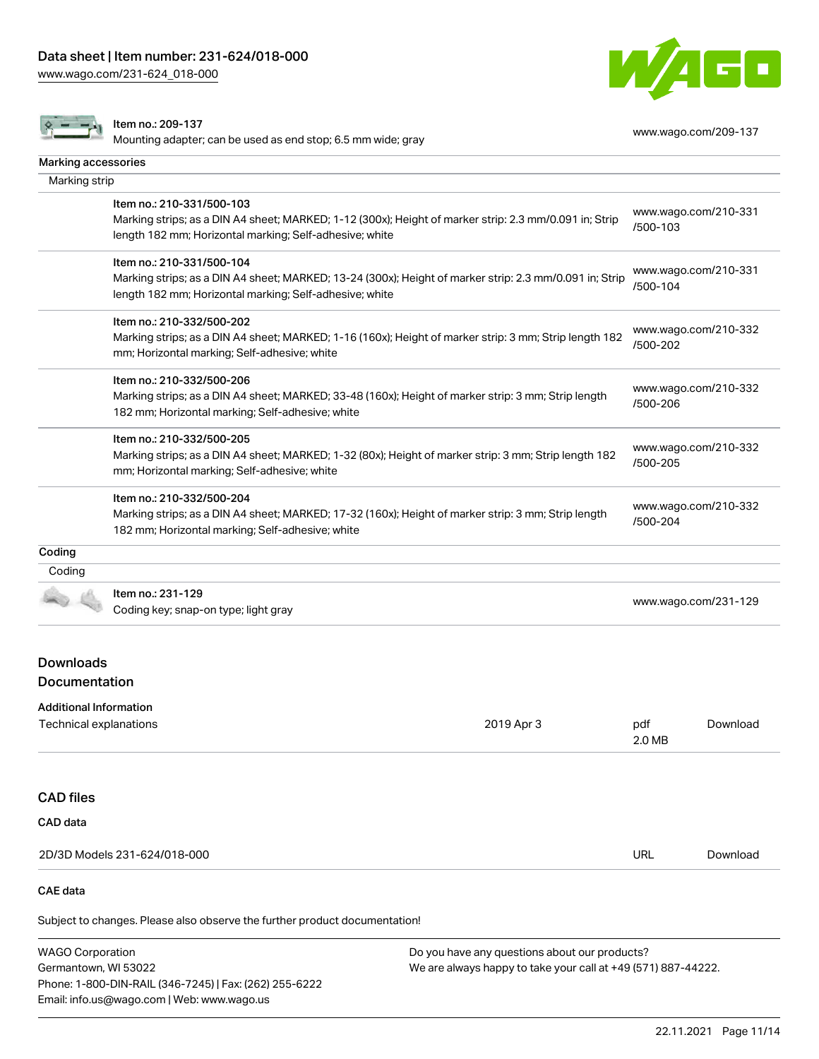| | | |
|---|---|---|
| | Item no.: 209-137<br>Mounting adapter; can be used as end stop; 6.5 mm wide; gray | www.wago.com/209-137 |

## Marking accessories

Marking strip

| | | |
|---|---|---|
| | Item no.: 210-331/500-103<br>Marking strips; as a DIN A4 sheet; MARKED; 1-12 (300x); Height of marker strip: 2.3 mm/0.091 in; Strip length 182 mm; Horizontal marking; Self-adhesive; white | www.wago.com/210-331/500-103 |
| | Item no.: 210-331/500-104<br>Marking strips; as a DIN A4 sheet; MARKED; 13-24 (300x); Height of marker strip: 2.3 mm/0.091 in; Strip length 182 mm; Horizontal marking; Self-adhesive; white | www.wago.com/210-331/500-104 |
| | Item no.: 210-332/500-202<br>Marking strips; as a DIN A4 sheet; MARKED; 1-16 (160x); Height of marker strip: 3 mm; Strip length 182 mm; Horizontal marking; Self-adhesive; white | www.wago.com/210-332/500-202 |
| | Item no.: 210-332/500-206<br>Marking strips; as a DIN A4 sheet; MARKED; 33-48 (160x); Height of marker strip: 3 mm; Strip length 182 mm; Horizontal marking; Self-adhesive; white | www.wago.com/210-332/500-206 |
| | Item no.: 210-332/500-205<br>Marking strips; as a DIN A4 sheet; MARKED; 1-32 (80x); Height of marker strip: 3 mm; Strip length 182 mm; Horizontal marking; Self-adhesive; white | www.wago.com/210-332/500-205 |
| | Item no.: 210-332/500-204<br>Marking strips; as a DIN A4 sheet; MARKED; 17-32 (160x); Height of marker strip: 3 mm; Strip length 182 mm; Horizontal marking; Self-adhesive; white | www.wago.com/210-332/500-204 |

## Coding

Coding

| | | |
|---|---|---|
| | Item no.: 231-129<br>Coding key; snap-on type; light gray | www.wago.com/231-129 |

## Downloads
## Documentation

### Additional Information

| | | | |
|---|---|---|---|
| Technical explanations | 2019 Apr 3 | pdf<br>2.0 MB | Download |

## CAD files

### CAD data

| | | |
|---|---|---|
| 2D/3D Models 231-624/018-000 | URL | Download |

### CAE data

Subject to changes. Please also observe the further product documentation!

WAGO Corporation
Germantown, WI 53022
Phone: 1-800-DIN-RAIL (346-7245) | Fax: (262) 255-6222
Email: info.us@wago.com | Web: www.wago.us

Do you have any questions about our products?
We are always happy to take your call at +49 (571) 887-44222.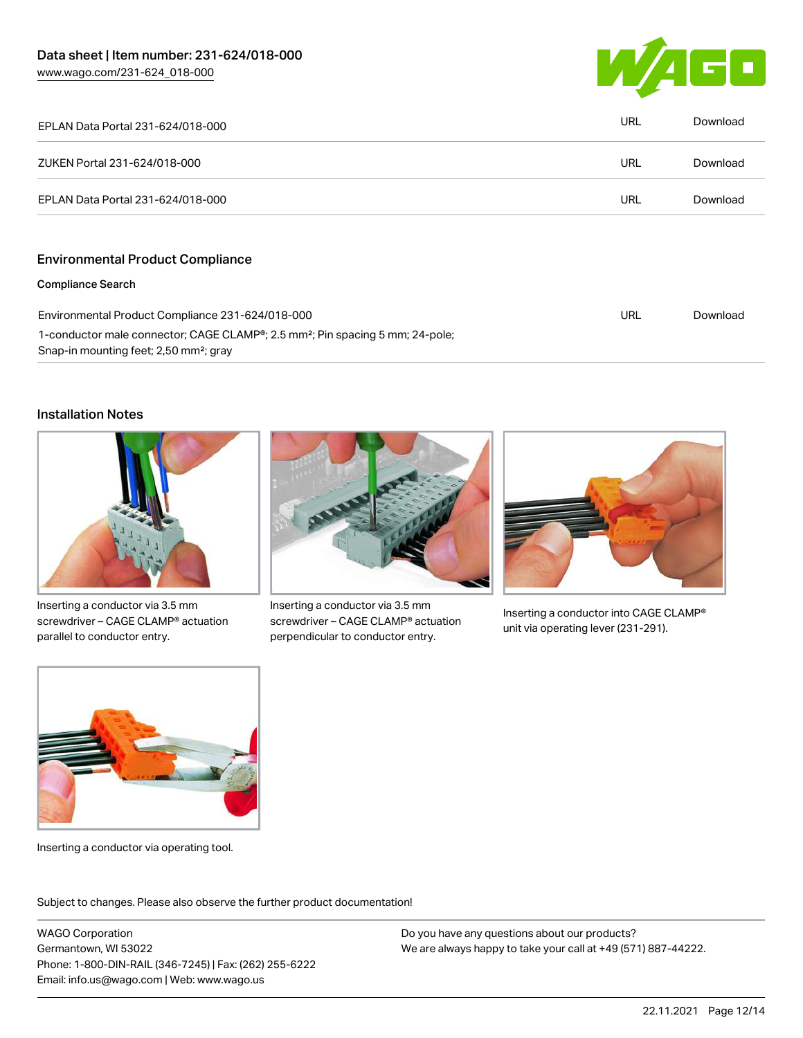| | | |
|---|---|---|
| EPLAN Data Portal 231-624/018-000 | URL | Download |
| ZUKEN Portal 231-624/018-000 | URL | Download |
| EPLAN Data Portal 231-624/018-000 | URL | Download |

## Environmental Product Compliance

**Compliance Search**

| | | |
|---|---|---|
| Environmental Product Compliance 231-624/018-000<br>1-conductor male connector; CAGE CLAMP®; 2.5 mm²; Pin spacing 5 mm; 24-pole; Snap-in mounting feet; 2,50 mm²; gray | URL | Download |

## Installation Notes

Inserting a conductor via 3.5 mm screwdriver – CAGE CLAMP® actuation parallel to conductor entry.

Inserting a conductor via 3.5 mm screwdriver – CAGE CLAMP® actuation perpendicular to conductor entry.

Inserting a conductor into CAGE CLAMP® unit via operating lever (231-291).

Inserting a conductor via operating tool.

Subject to changes. Please also observe the further product documentation!

WAGO Corporation
Germantown, WI 53022
Phone: 1-800-DIN-RAIL (346-7245) | Fax: (262) 255-6222
Email: info.us@wago.com | Web: www.wago.us

Do you have any questions about our products?
We are always happy to take your call at +49 (571) 887-44222.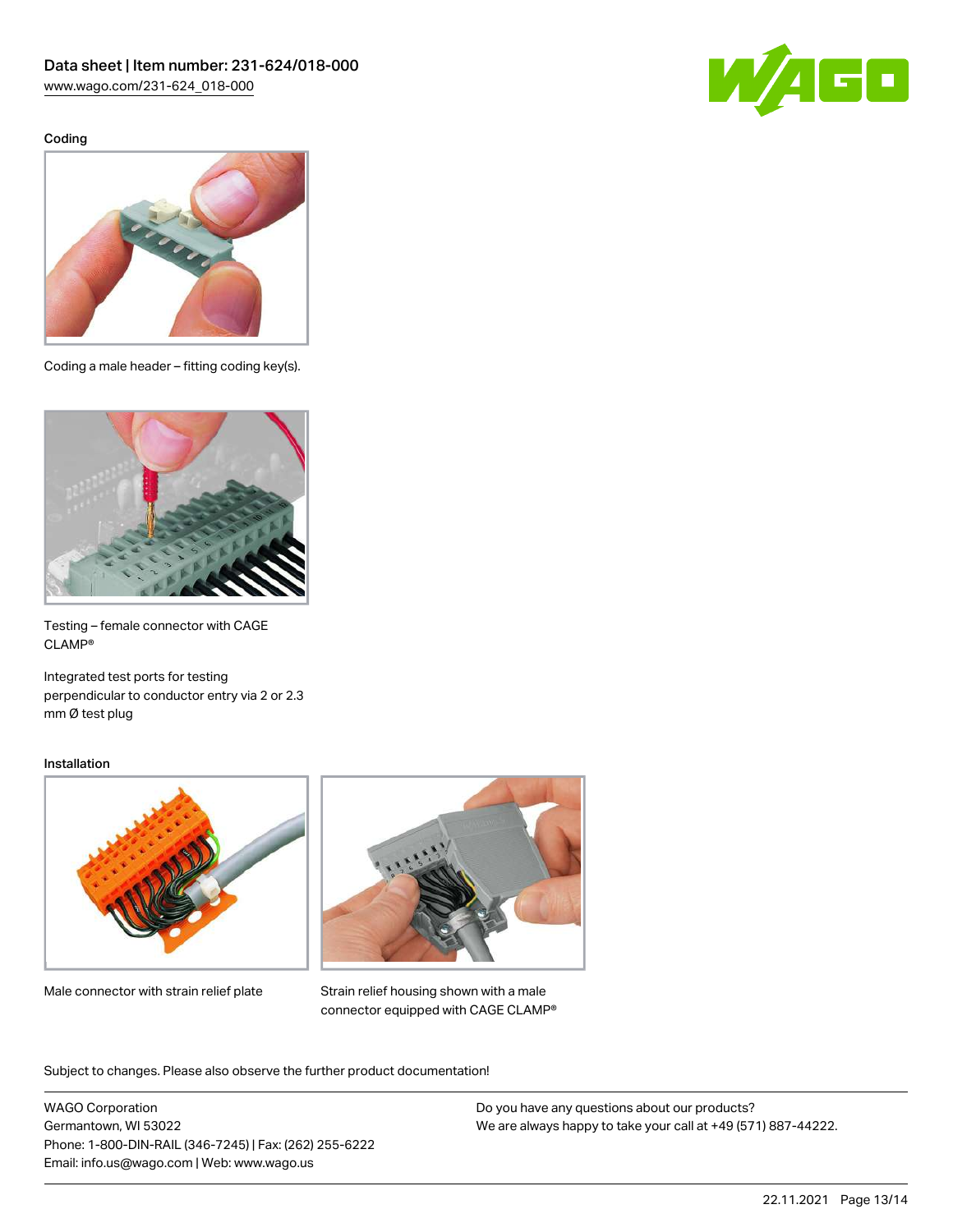## Coding

Coding a male header – fitting coding key(s).

Testing – female connector with CAGE CLAMP®

Integrated test ports for testing perpendicular to conductor entry via 2 or 2.3 mm Ø test plug

## Installation

Male connector with strain relief plate

Strain relief housing shown with a male connector equipped with CAGE CLAMP®

Subject to changes. Please also observe the further product documentation!

WAGO Corporation
Germantown, WI 53022
Phone: 1-800-DIN-RAIL (346-7245) | Fax: (262) 255-6222
Email: info.us@wago.com | Web: www.wago.us

Do you have any questions about our products?
We are always happy to take your call at +49 (571) 887-44222.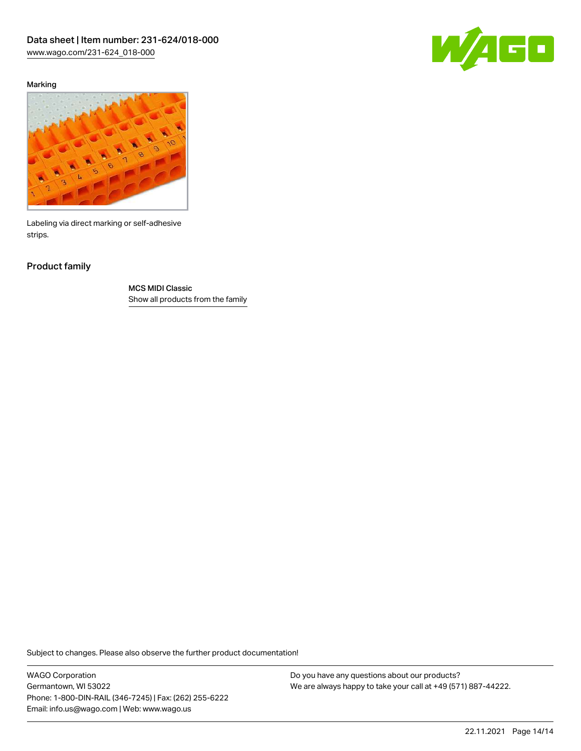Marking

Labeling via direct marking or self-adhesive strips.

## Product family

MCS MIDI Classic
Show all products from the family

Subject to changes. Please also observe the further product documentation!

WAGO Corporation
Germantown, WI 53022
Phone: 1-800-DIN-RAIL (346-7245) | Fax: (262) 255-6222
Email: info.us@wago.com | Web: www.wago.us

Do you have any questions about our products?
We are always happy to take your call at +49 (571) 887-44222.